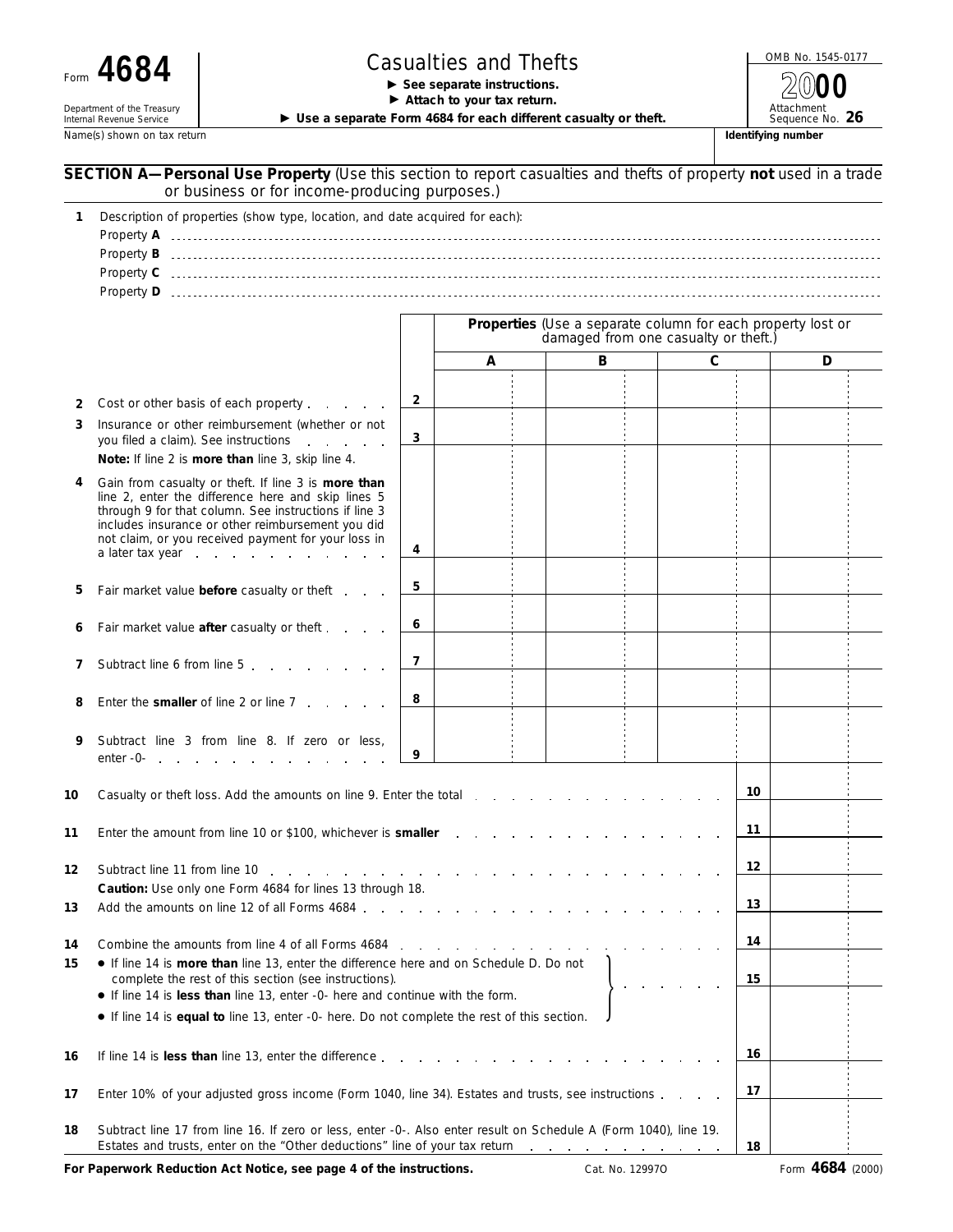Form **4684**

Department of the Treasury
Internal Revenue Service

# Casualties and Thefts

▶ **See separate instructions.**
▶ **Attach to your tax return.**
▶ **Use a separate Form 4684 for each different casualty or theft.**

OMB No. 1545-0177

**2000**

Attachment Sequence No. **26**

Name(s) shown on tax return | **Identifying number**

## SECTION A—Personal Use Property (Use this section to report casualties and thefts of property **not** used in a trade or business or for income-producing purposes.)

**1** Description of properties (show type, location, and date acquired for each):

Property **A**

Property **B**

Property **C**

Property **D**

| | | **Properties** (Use a separate column for each property lost or damaged from one casualty or theft.) | | | |
|---|---|---|---|---|---|
| | | **A** | **B** | **C** | **D** |
| **2** Cost or other basis of each property | **2** | | | | |
| **3** Insurance or other reimbursement (whether or not you filed a claim). See instructions | **3** | | | | |
| **Note:** If line 2 is **more than** line 3, skip line 4. | | | | | |
| **4** Gain from casualty or theft. If line 3 is **more than** line 2, enter the difference here and skip lines 5 through 9 for that column. See instructions if line 3 includes insurance or other reimbursement you did not claim, or you received payment for your loss in a later tax year | **4** | | | | |
| **5** Fair market value **before** casualty or theft | **5** | | | | |
| **6** Fair market value **after** casualty or theft | **6** | | | | |
| **7** Subtract line 6 from line 5 | **7** | | | | |
| **8** Enter the **smaller** of line 2 or line 7 | **8** | | | | |
| **9** Subtract line 3 from line 8. If zero or less, enter -0- | **9** | | | | |

| | | |
|---|---|---|
| **10** Casualty or theft loss. Add the amounts on line 9. Enter the total | **10** | |
| **11** Enter the amount from line 10 or $100, whichever is **smaller** | **11** | |
| **12** Subtract line 11 from line 10 | **12** | |
| **Caution:** Use only one Form 4684 for lines 13 through 18. | | |
| **13** Add the amounts on line 12 of all Forms 4684 | **13** | |
| **14** Combine the amounts from line 4 of all Forms 4684 | **14** | |
| **15** • If line 14 is **more than** line 13, enter the difference here and on Schedule D. Do not complete the rest of this section (see instructions). • If line 14 is **less than** line 13, enter -0- here and continue with the form. • If line 14 is **equal to** line 13, enter -0- here. Do not complete the rest of this section. | **15** | |
| **16** If line 14 is **less than** line 13, enter the difference | **16** | |
| **17** Enter 10% of your adjusted gross income (Form 1040, line 34). Estates and trusts, see instructions | **17** | |
| **18** Subtract line 17 from line 16. If zero or less, enter -0-. Also enter result on Schedule A (Form 1040), line 19. Estates and trusts, enter on the "Other deductions" line of your tax return | **18** | |

**For Paperwork Reduction Act Notice, see page 4 of the instructions.** Cat. No. 12997O Form **4684** (2000)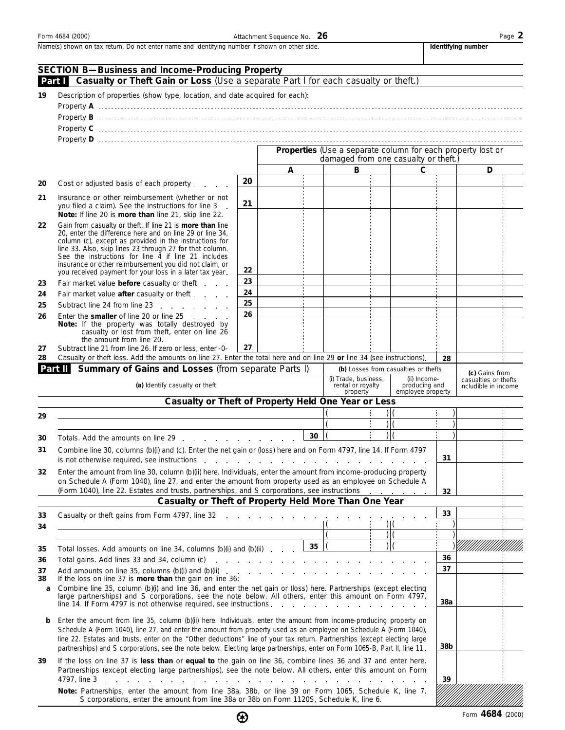Form 4684 (2000) Attachment Sequence No. **26**

Name(s) shown on tax return. Do not enter name and identifying number if shown on other side. **Identifying number**

## SECTION B—Business and Income-Producing Property

### Part I Casualty or Theft Gain or Loss (Use a separate Part I for each casualty or theft.)

**19** Description of properties (show type, location, and date acquired for each):

Property **A**

Property **B**

Property **C**

Property **D**

| | | Properties (Use a separate column for each property lost or damaged from one casualty or theft.) | | | |
|---|---|---|---|---|---|
| | | **A** | **B** | **C** | **D** |
| **20** Cost or adjusted basis of each property | 20 | | | | |
| **21** Insurance or other reimbursement (whether or not you filed a claim). See the instructions for line 3 **Note:** If line 20 is **more than** line 21, skip line 22. | 21 | | | | |
| **22** Gain from casualty or theft. If line 21 is **more than** line 20, enter the difference here and on line 29 or line 34, column (c), except as provided in the instructions for line 33. Also, skip lines 23 through 27 for that column. See the instructions for line 4 if line 21 includes insurance or other reimbursement you did not claim, or you received payment for your loss in a later tax year | 22 | | | | |
| **23** Fair market value **before** casualty or theft | 23 | | | | |
| **24** Fair market value **after** casualty or theft | 24 | | | | |
| **25** Subtract line 24 from line 23 | 25 | | | | |
| **26** Enter the **smaller** of line 20 or line 25 **Note:** If the property was totally destroyed by casualty or lost from theft, enter on line 26 the amount from line 20. | 26 | | | | |
| **27** Subtract line 21 from line 26. If zero or less, enter -0- | 27 | | | | |

**28** Casualty or theft loss. Add the amounts on line 27. Enter the total here and on line 29 **or** line 34 (see instructions) **28**

### Part II Summary of Gains and Losses (from separate Parts I)

| (a) Identify casualty or theft | | (b) Losses from casualties or thefts: (i) Trade, business, rental or royalty property | (b) Losses from casualties or thefts: (ii) Income-producing and employee property | (c) Gains from casualties or thefts includible in income |
|---|---|---|---|---|
| **Casualty or Theft of Property Held One Year or Less** | | | | |
| **29** | | ( ) | ( ) | |
| | | ( ) | ( ) | |
| **30** Totals. Add the amounts on line 29 | 30 | ( ) | ( ) | |

**31** Combine line 30, columns (b)(i) and (c). Enter the net gain or (loss) here and on Form 4797, line 14. If Form 4797 is not otherwise required, see instructions **31**

**32** Enter the amount from line 30, column (b)(ii) here. Individuals, enter the amount from income-producing property on Schedule A (Form 1040), line 27, and enter the amount from property used as an employee on Schedule A (Form 1040), line 22. Estates and trusts, partnerships, and S corporations, see instructions **32**

| (a) Identify casualty or theft | | (b)(i) | (b)(ii) | (c) |
|---|---|---|---|---|
| **Casualty or Theft of Property Held More Than One Year** | | | | |
| **33** Casualty or theft gains from Form 4797, line 32 | 33 | | | |
| **34** | | ( ) | ( ) | |
| | | ( ) | ( ) | |
| **35** Total losses. Add amounts on line 34, columns (b)(i) and (b)(ii) | 35 | ( ) | ( ) | |

**36** Total gains. Add lines 33 and 34, column (c) **36**

**37** Add amounts on line 35, columns (b)(i) and (b)(ii) **37**

**38** If the loss on line 37 is **more than** the gain on line 36:

**a** Combine line 35, column (b)(i) and line 36, and enter the net gain or (loss) here. Partnerships (except electing large partnerships) and S corporations, see the note below. All others, enter this amount on Form 4797, line 14. If Form 4797 is not otherwise required, see instructions **38a**

**b** Enter the amount from line 35, column (b)(ii) here. Individuals, enter the amount from income-producing property on Schedule A (Form 1040), line 27, and enter the amount from property used as an employee on Schedule A (Form 1040), line 22. Estates and trusts, enter on the "Other deductions" line of your tax return. Partnerships (except electing large partnerships) and S corporations, see the note below. Electing large partnerships, enter on Form 1065-B, Part II, line 11 **38b**

**39** If the loss on line 37 is **less than** or **equal to** the gain on line 36, combine lines 36 and 37 and enter here. Partnerships (except electing large partnerships), see the note below. All others, enter this amount on Form 4797, line 3 **39**

**Note:** Partnerships, enter the amount from line 38a, 38b, or line 39 on Form 1065, Schedule K, line 7. S corporations, enter the amount from line 38a or 38b on Form 1120S, Schedule K, line 6.

Form **4684** (2000)